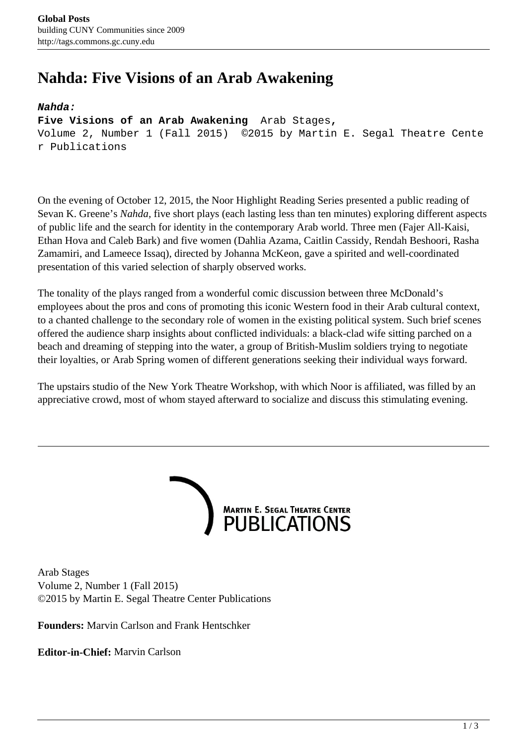# Nahda: Five Visions of an Arab Awakening

***Nahda:***
**Five Visions of an Arab Awakening** Arab Stages, Volume 2, Number 1 (Fall 2015) ©2015 by Martin E. Segal Theatre Center Publications

On the evening of October 12, 2015, the Noor Highlight Reading Series presented a public reading of Sevan K. Greene's *Nahda*, five short plays (each lasting less than ten minutes) exploring different aspects of public life and the search for identity in the contemporary Arab world. Three men (Fajer All-Kaisi, Ethan Hova and Caleb Bark) and five women (Dahlia Azama, Caitlin Cassidy, Rendah Beshoori, Rasha Zamamiri, and Lameece Issaq), directed by Johanna McKeon, gave a spirited and well-coordinated presentation of this varied selection of sharply observed works.

The tonality of the plays ranged from a wonderful comic discussion between three McDonald's employees about the pros and cons of promoting this iconic Western food in their Arab cultural context, to a chanted challenge to the secondary role of women in the existing political system. Such brief scenes offered the audience sharp insights about conflicted individuals: a black-clad wife sitting parched on a beach and dreaming of stepping into the water, a group of British-Muslim soldiers trying to negotiate their loyalties, or Arab Spring women of different generations seeking their individual ways forward.

The upstairs studio of the New York Theatre Workshop, with which Noor is affiliated, was filled by an appreciative crowd, most of whom stayed afterward to socialize and discuss this stimulating evening.

---

MARTIN E. SEGAL THEATRE CENTER PUBLICATIONS

Arab Stages
Volume 2, Number 1 (Fall 2015)
©2015 by Martin E. Segal Theatre Center Publications

**Founders:** Marvin Carlson and Frank Hentschker

**Editor-in-Chief:** Marvin Carlson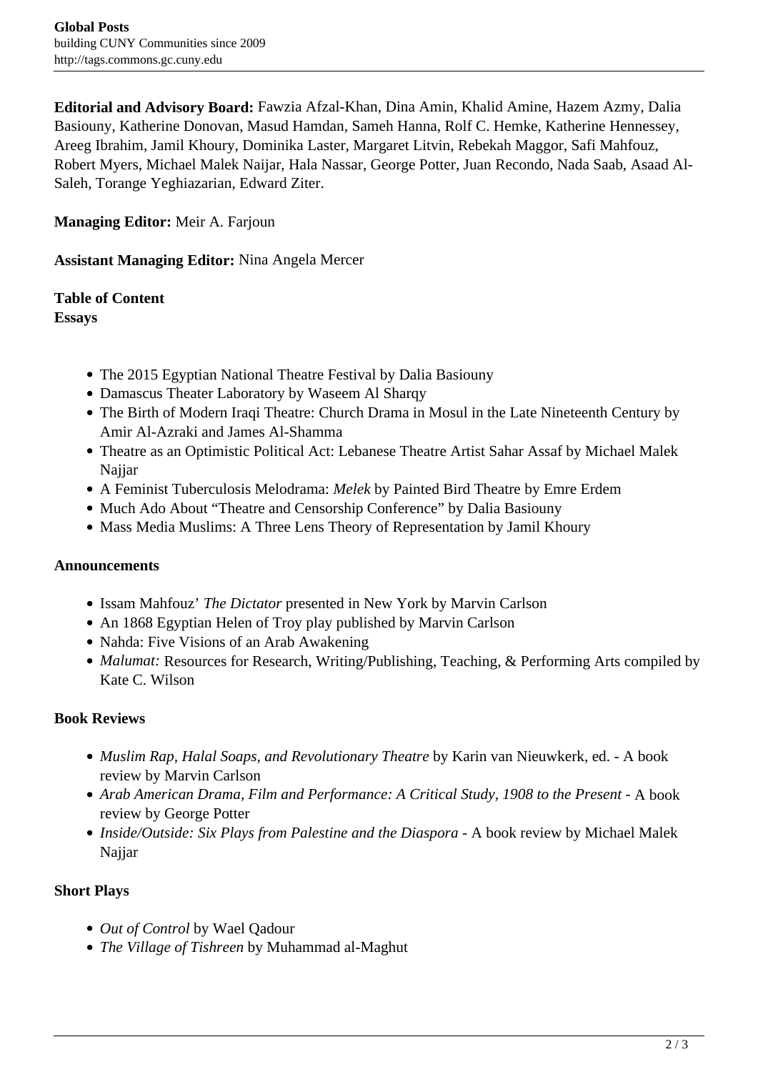**Editorial and Advisory Board:** Fawzia Afzal-Khan, Dina Amin, Khalid Amine, Hazem Azmy, Dalia Basiouny, Katherine Donovan, Masud Hamdan, Sameh Hanna, Rolf C. Hemke, Katherine Hennessey, Areeg Ibrahim, Jamil Khoury, Dominika Laster, Margaret Litvin, Rebekah Maggor, Safi Mahfouz, Robert Myers, Michael Malek Naijar, Hala Nassar, George Potter, Juan Recondo, Nada Saab, Asaad Al-Saleh, Torange Yeghiazarian, Edward Ziter.

**Managing Editor:** Meir A. Farjoun

**Assistant Managing Editor:** Nina Angela Mercer

**Table of Content**
**Essays**

- The 2015 Egyptian National Theatre Festival by Dalia Basiouny
- Damascus Theater Laboratory by Waseem Al Sharqy
- The Birth of Modern Iraqi Theatre: Church Drama in Mosul in the Late Nineteenth Century by Amir Al-Azraki and James Al-Shamma
- Theatre as an Optimistic Political Act: Lebanese Theatre Artist Sahar Assaf by Michael Malek Najjar
- A Feminist Tuberculosis Melodrama: *Melek* by Painted Bird Theatre by Emre Erdem
- Much Ado About "Theatre and Censorship Conference" by Dalia Basiouny
- Mass Media Muslims: A Three Lens Theory of Representation by Jamil Khoury

**Announcements**

- Issam Mahfouz' *The Dictator* presented in New York by Marvin Carlson
- An 1868 Egyptian Helen of Troy play published by Marvin Carlson
- Nahda: Five Visions of an Arab Awakening
- *Malumat:* Resources for Research, Writing/Publishing, Teaching, & Performing Arts compiled by Kate C. Wilson

**Book Reviews**

- *Muslim Rap, Halal Soaps, and Revolutionary Theatre* by Karin van Nieuwkerk, ed. - A book review by Marvin Carlson
- *Arab American Drama, Film and Performance: A Critical Study, 1908 to the Present* - A book review by George Potter
- *Inside/Outside: Six Plays from Palestine and the Diaspora* - A book review by Michael Malek Najjar

**Short Plays**

- *Out of Control* by Wael Qadour
- *The Village of Tishreen* by Muhammad al-Maghut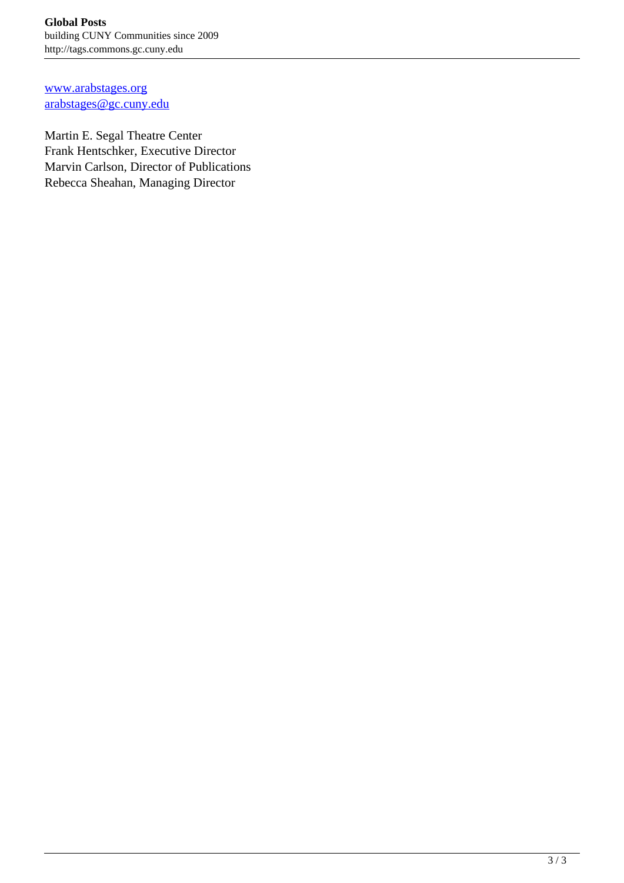[www.arabstages.org](http://www.arabstages.org)
[arabstages@gc.cuny.edu](mailto:arabstages@gc.cuny.edu)

Martin E. Segal Theatre Center
Frank Hentschker, Executive Director
Marvin Carlson, Director of Publications
Rebecca Sheahan, Managing Director